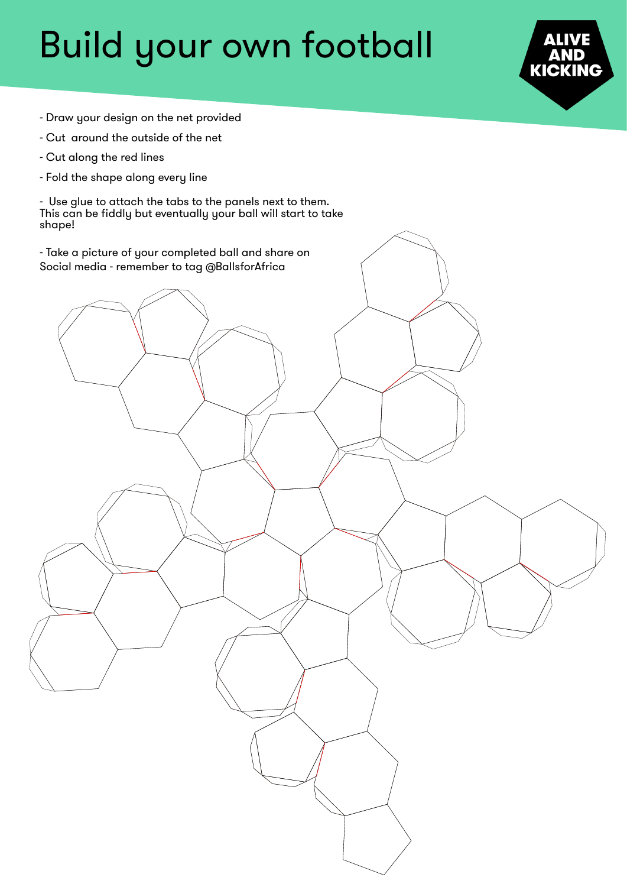# Build your own football

ALIVE AND KICKING

- Draw your design on the net provided
- Cut around the outside of the net
- Cut along the red lines
- Fold the shape along every line
- Use glue to attach the tabs to the panels next to them. This can be fiddly but eventually your ball will start to take shape!
- Take a picture of your completed ball and share on Social media - remember to tag @BallsforAfrica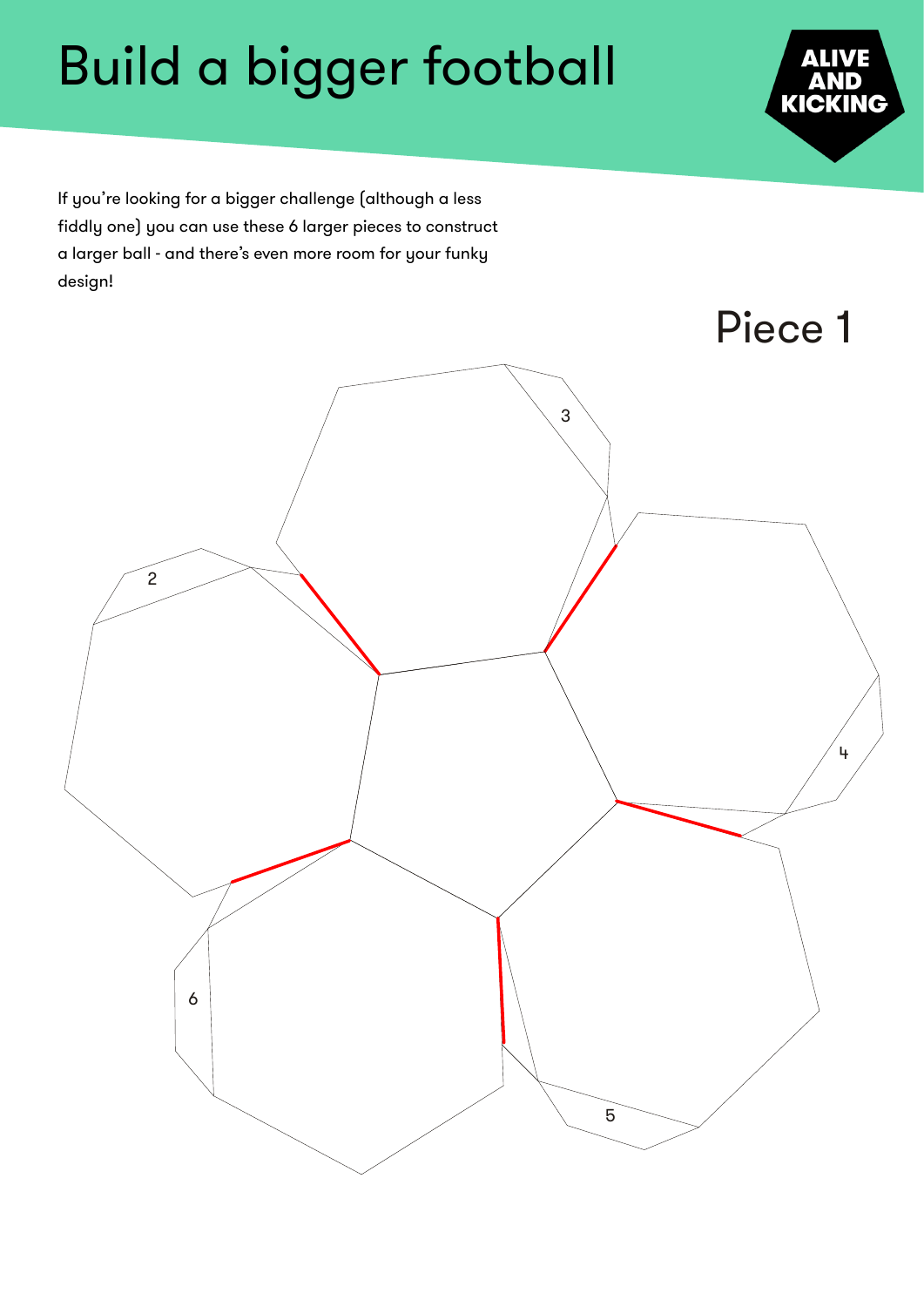# Build a bigger football

ALIVE AND KICKING

If you're looking for a bigger challenge (although a less fiddly one) you can use these 6 larger pieces to construct a larger ball - and there's even more room for your funky design!

## Piece 1

3

2

4

6

5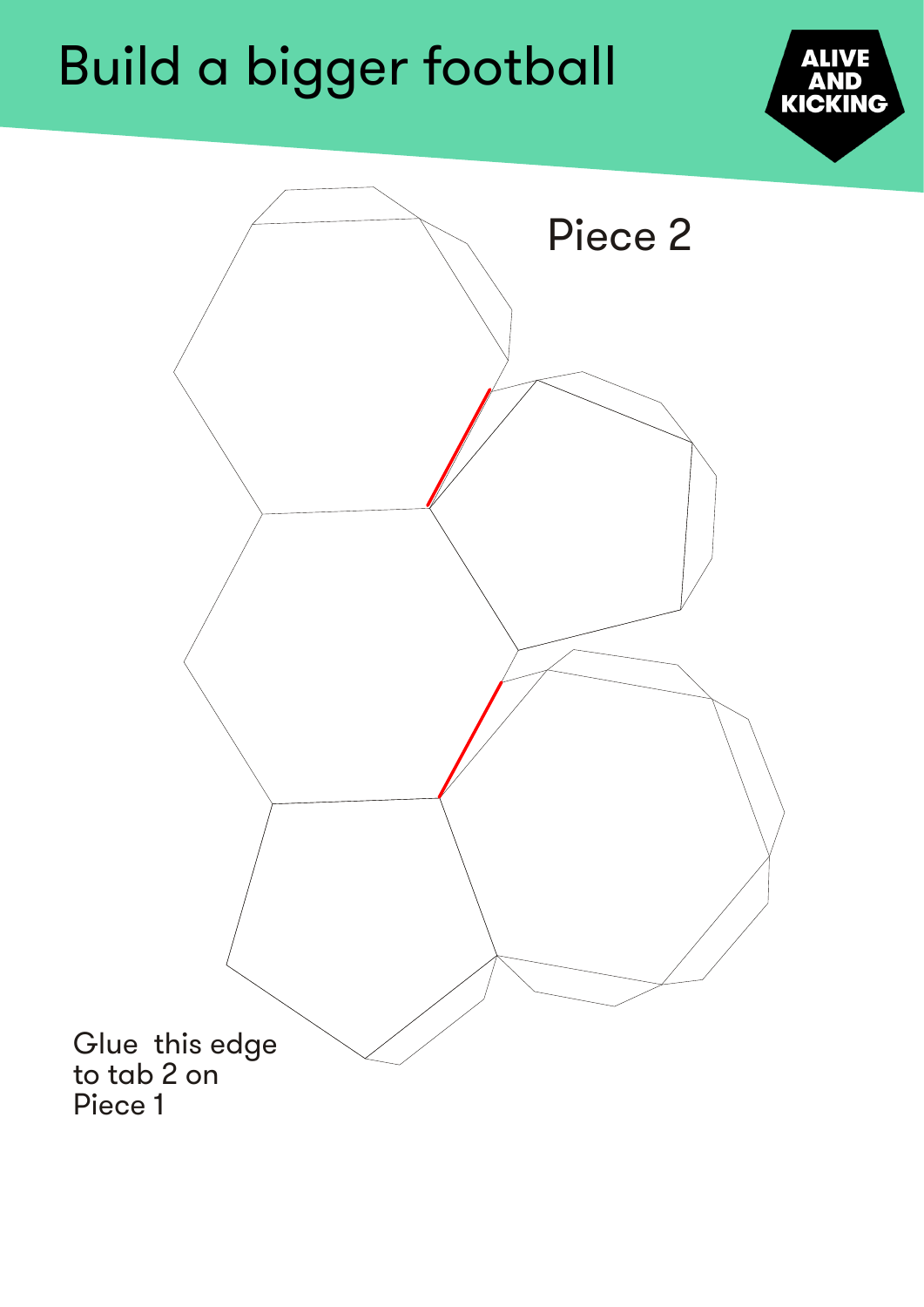# Build a bigger football

ALIVE AND KICKING

Piece 2

Glue this edge to tab 2 on Piece 1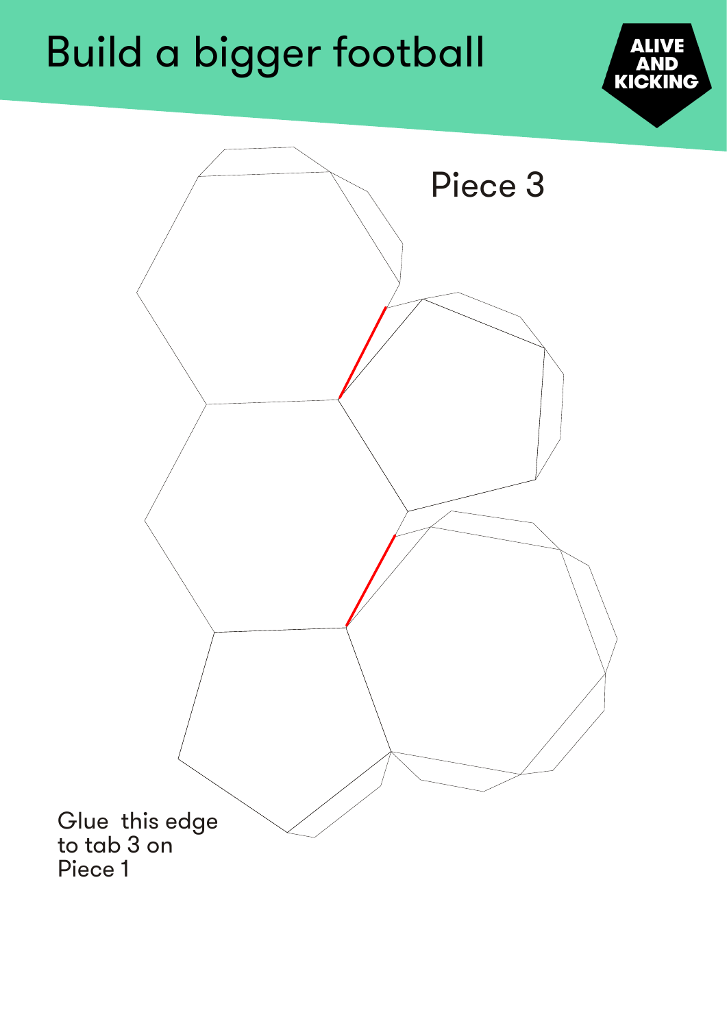# Build a bigger football

ALIVE AND KICKING

Piece 3

Glue this edge to tab 3 on Piece 1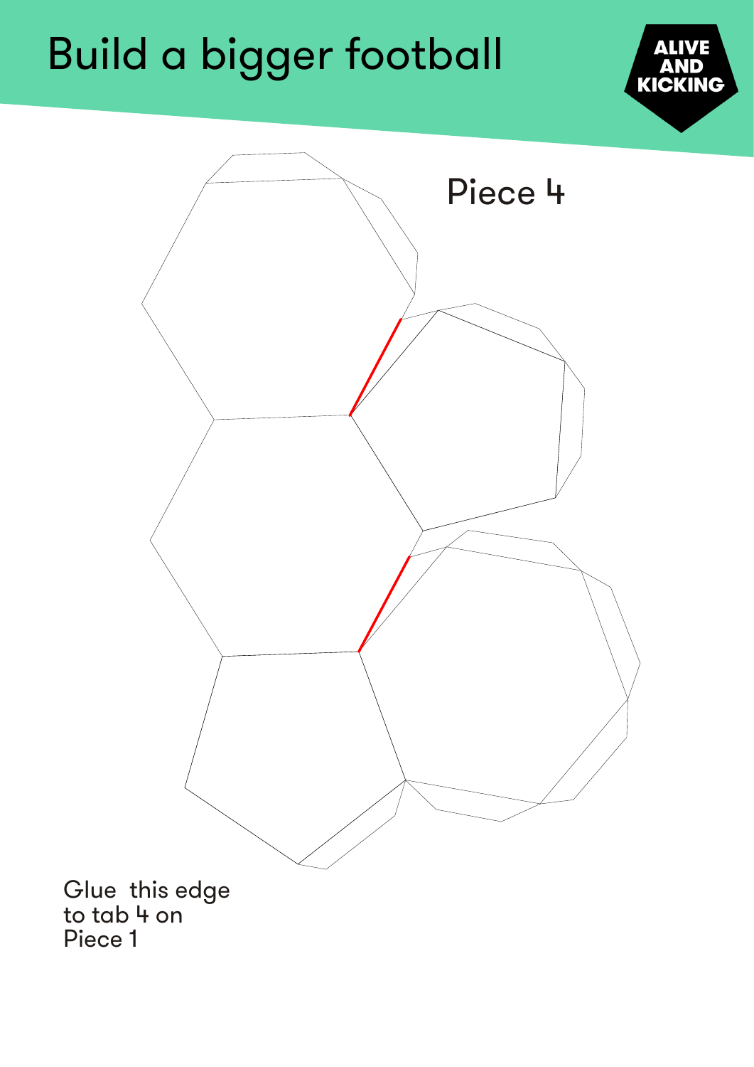# Build a bigger football

ALIVE AND KICKING

Piece 4

Glue this edge to tab 4 on Piece 1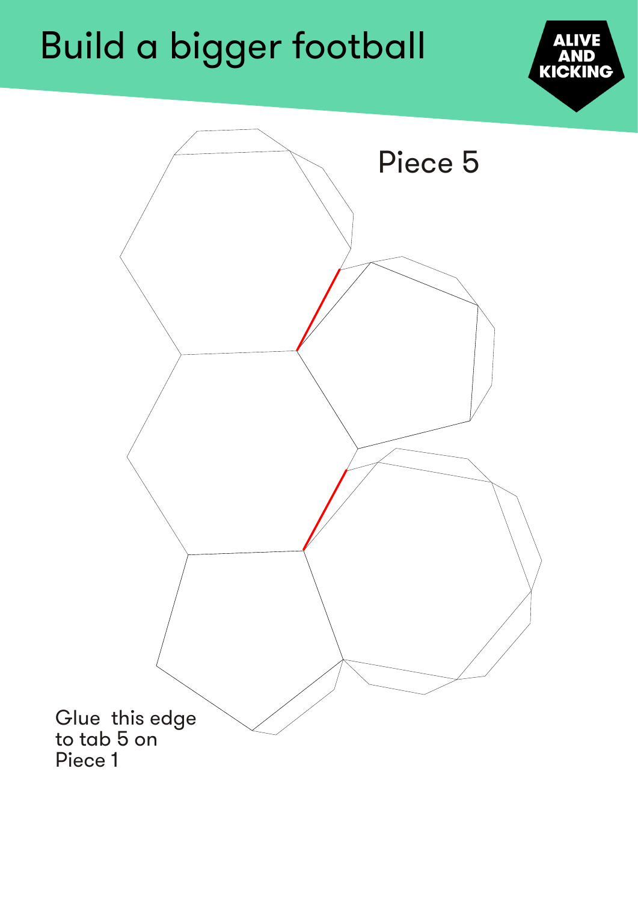# Build a bigger football

ALIVE AND KICKING

Piece 5

Glue this edge to tab 5 on Piece 1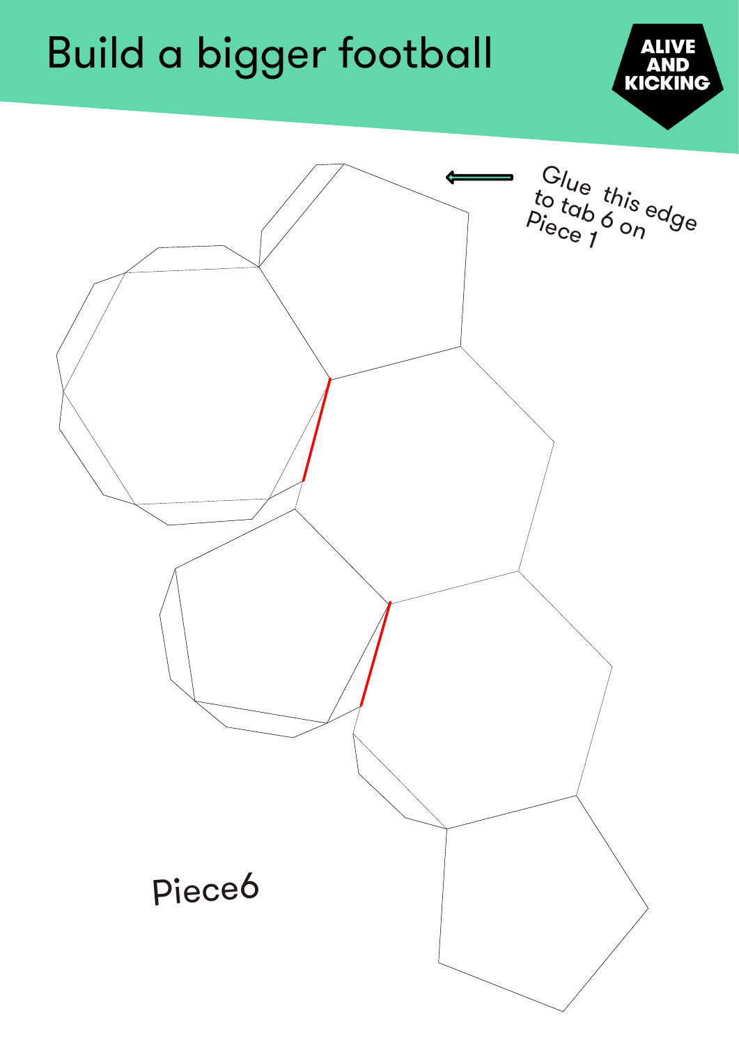# Build a bigger football

ALIVE AND KICKING

Glue this edge to tab 6 on Piece 1

Piece6